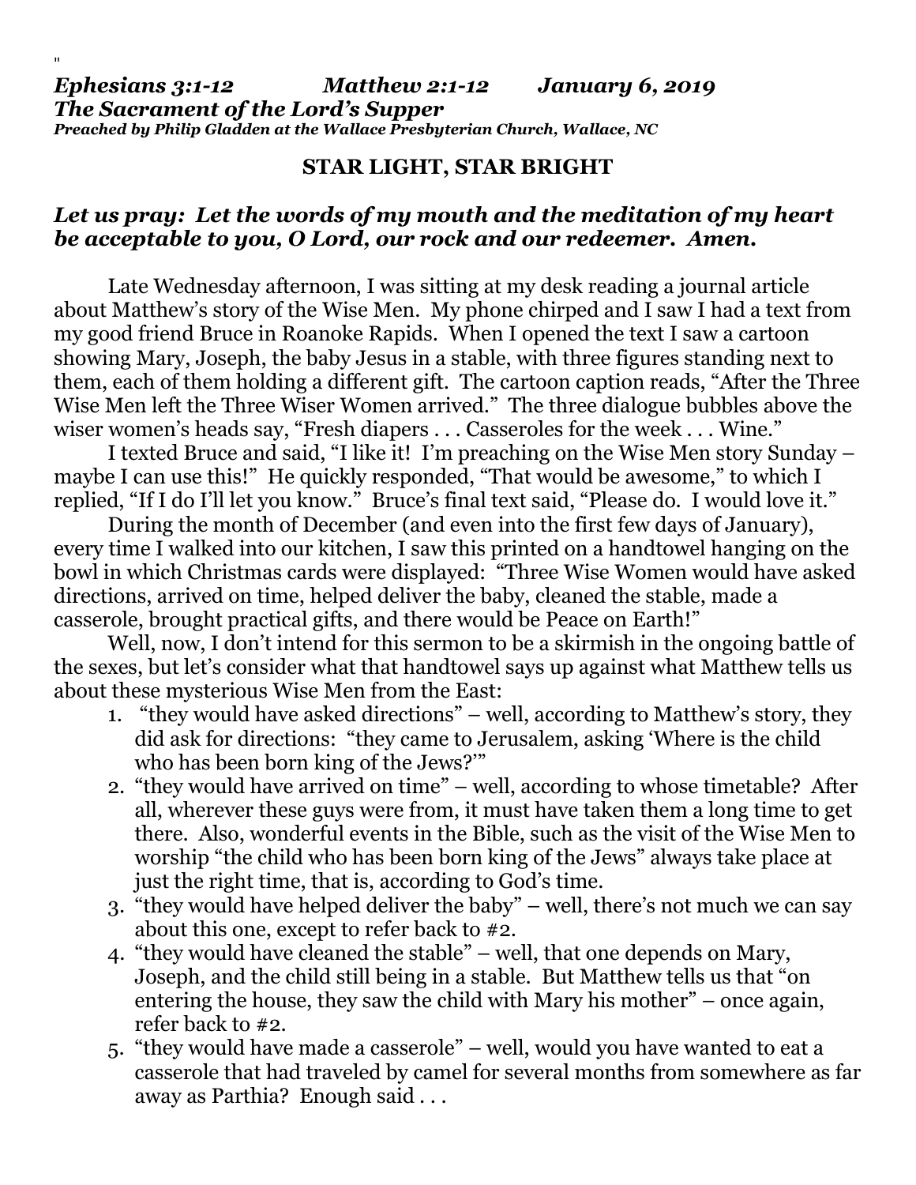"

***Ephesians 3:1-12 Matthew 2:1-12 January 6, 2019***
***The Sacrament of the Lord's Supper***
***Preached by Philip Gladden at the Wallace Presbyterian Church, Wallace, NC***

**STAR LIGHT, STAR BRIGHT**

***Let us pray: Let the words of my mouth and the meditation of my heart be acceptable to you, O Lord, our rock and our redeemer. Amen.***

Late Wednesday afternoon, I was sitting at my desk reading a journal article about Matthew's story of the Wise Men. My phone chirped and I saw I had a text from my good friend Bruce in Roanoke Rapids. When I opened the text I saw a cartoon showing Mary, Joseph, the baby Jesus in a stable, with three figures standing next to them, each of them holding a different gift. The cartoon caption reads, "After the Three Wise Men left the Three Wiser Women arrived." The three dialogue bubbles above the wiser women's heads say, "Fresh diapers . . . Casseroles for the week . . . Wine."

I texted Bruce and said, "I like it! I'm preaching on the Wise Men story Sunday – maybe I can use this!" He quickly responded, "That would be awesome," to which I replied, "If I do I'll let you know." Bruce's final text said, "Please do. I would love it."

During the month of December (and even into the first few days of January), every time I walked into our kitchen, I saw this printed on a handtowel hanging on the bowl in which Christmas cards were displayed: "Three Wise Women would have asked directions, arrived on time, helped deliver the baby, cleaned the stable, made a casserole, brought practical gifts, and there would be Peace on Earth!"

Well, now, I don't intend for this sermon to be a skirmish in the ongoing battle of the sexes, but let's consider what that handtowel says up against what Matthew tells us about these mysterious Wise Men from the East:

1. "they would have asked directions" – well, according to Matthew's story, they did ask for directions: "they came to Jerusalem, asking 'Where is the child who has been born king of the Jews?'"
2. "they would have arrived on time" – well, according to whose timetable? After all, wherever these guys were from, it must have taken them a long time to get there. Also, wonderful events in the Bible, such as the visit of the Wise Men to worship "the child who has been born king of the Jews" always take place at just the right time, that is, according to God's time.
3. "they would have helped deliver the baby" – well, there's not much we can say about this one, except to refer back to #2.
4. "they would have cleaned the stable" – well, that one depends on Mary, Joseph, and the child still being in a stable. But Matthew tells us that "on entering the house, they saw the child with Mary his mother" – once again, refer back to #2.
5. "they would have made a casserole" – well, would you have wanted to eat a casserole that had traveled by camel for several months from somewhere as far away as Parthia? Enough said . . .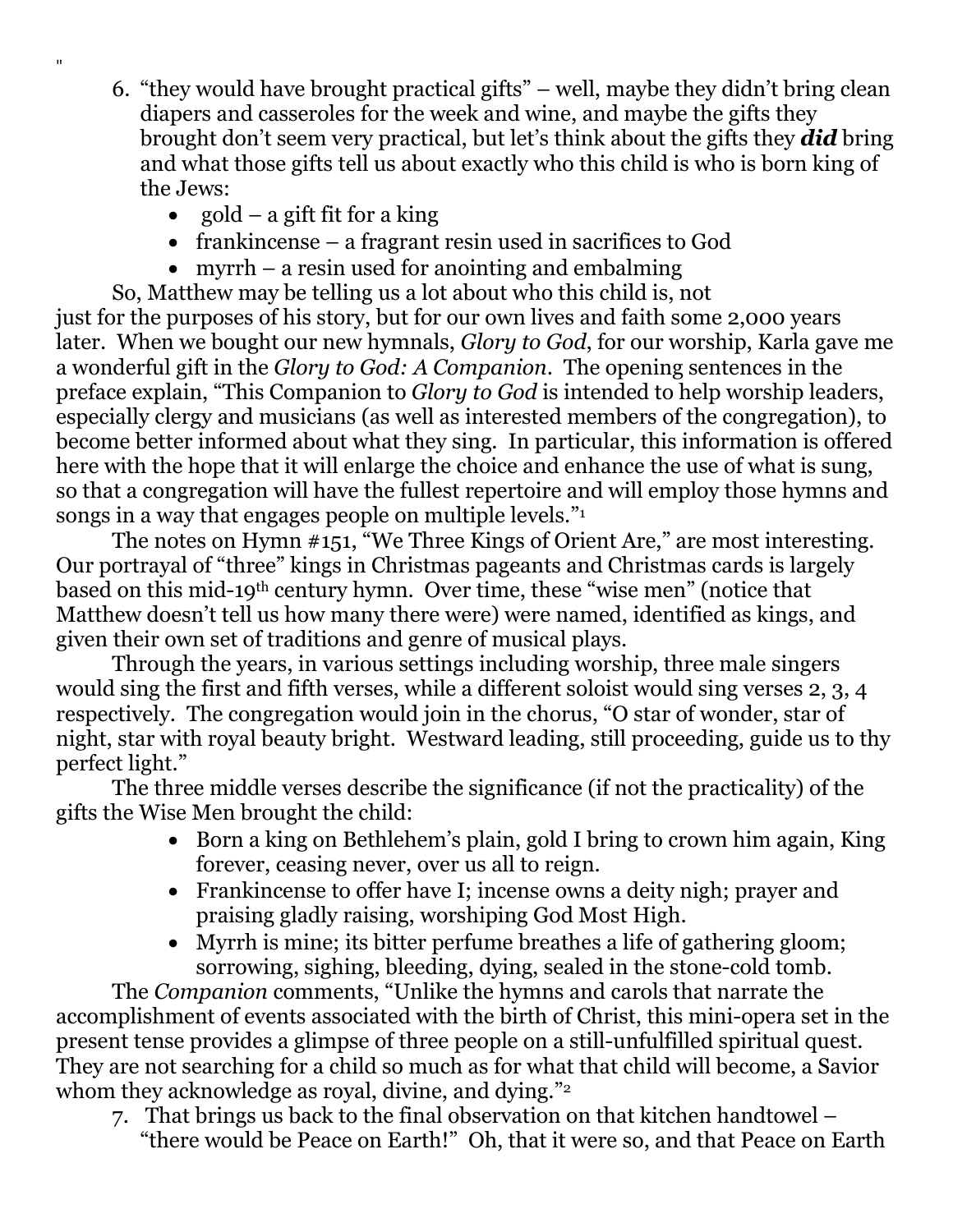"

6. "they would have brought practical gifts" – well, maybe they didn't bring clean diapers and casseroles for the week and wine, and maybe the gifts they brought don't seem very practical, but let's think about the gifts they ***did*** bring and what those gifts tell us about exactly who this child is who is born king of the Jews:
   - gold – a gift fit for a king
   - frankincense – a fragrant resin used in sacrifices to God
   - myrrh – a resin used for anointing and embalming

So, Matthew may be telling us a lot about who this child is, not just for the purposes of his story, but for our own lives and faith some 2,000 years later. When we bought our new hymnals, *Glory to God*, for our worship, Karla gave me a wonderful gift in the *Glory to God: A Companion*. The opening sentences in the preface explain, "This Companion to *Glory to God* is intended to help worship leaders, especially clergy and musicians (as well as interested members of the congregation), to become better informed about what they sing. In particular, this information is offered here with the hope that it will enlarge the choice and enhance the use of what is sung, so that a congregation will have the fullest repertoire and will employ those hymns and songs in a way that engages people on multiple levels."[1]

The notes on Hymn #151, "We Three Kings of Orient Are," are most interesting. Our portrayal of "three" kings in Christmas pageants and Christmas cards is largely based on this mid-19th century hymn. Over time, these "wise men" (notice that Matthew doesn't tell us how many there were) were named, identified as kings, and given their own set of traditions and genre of musical plays.

Through the years, in various settings including worship, three male singers would sing the first and fifth verses, while a different soloist would sing verses 2, 3, 4 respectively. The congregation would join in the chorus, "O star of wonder, star of night, star with royal beauty bright. Westward leading, still proceeding, guide us to thy perfect light."

The three middle verses describe the significance (if not the practicality) of the gifts the Wise Men brought the child:

- Born a king on Bethlehem's plain, gold I bring to crown him again, King forever, ceasing never, over us all to reign.
- Frankincense to offer have I; incense owns a deity nigh; prayer and praising gladly raising, worshiping God Most High.
- Myrrh is mine; its bitter perfume breathes a life of gathering gloom; sorrowing, sighing, bleeding, dying, sealed in the stone-cold tomb.

The *Companion* comments, "Unlike the hymns and carols that narrate the accomplishment of events associated with the birth of Christ, this mini-opera set in the present tense provides a glimpse of three people on a still-unfulfilled spiritual quest. They are not searching for a child so much as for what that child will become, a Savior whom they acknowledge as royal, divine, and dying."[2]

7. That brings us back to the final observation on that kitchen handtowel – "there would be Peace on Earth!" Oh, that it were so, and that Peace on Earth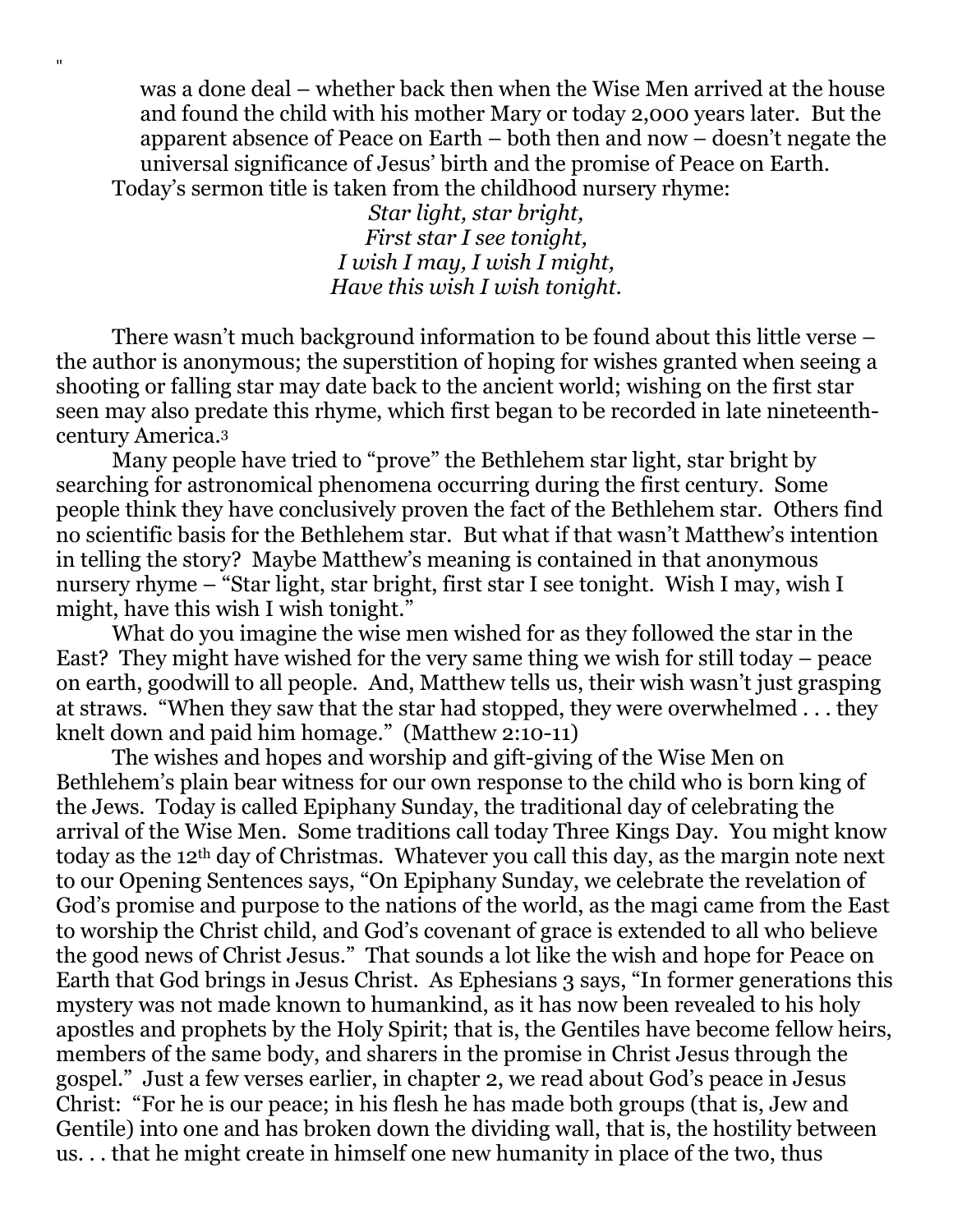"

was a done deal – whether back then when the Wise Men arrived at the house and found the child with his mother Mary or today 2,000 years later. But the apparent absence of Peace on Earth – both then and now – doesn't negate the universal significance of Jesus' birth and the promise of Peace on Earth.

Today's sermon title is taken from the childhood nursery rhyme:

*Star light, star bright,*
*First star I see tonight,*
*I wish I may, I wish I might,*
*Have this wish I wish tonight.*

There wasn't much background information to be found about this little verse – the author is anonymous; the superstition of hoping for wishes granted when seeing a shooting or falling star may date back to the ancient world; wishing on the first star seen may also predate this rhyme, which first began to be recorded in late nineteenth-century America.[3]

Many people have tried to "prove" the Bethlehem star light, star bright by searching for astronomical phenomena occurring during the first century. Some people think they have conclusively proven the fact of the Bethlehem star. Others find no scientific basis for the Bethlehem star. But what if that wasn't Matthew's intention in telling the story? Maybe Matthew's meaning is contained in that anonymous nursery rhyme – "Star light, star bright, first star I see tonight. Wish I may, wish I might, have this wish I wish tonight."

What do you imagine the wise men wished for as they followed the star in the East? They might have wished for the very same thing we wish for still today – peace on earth, goodwill to all people. And, Matthew tells us, their wish wasn't just grasping at straws. "When they saw that the star had stopped, they were overwhelmed . . . they knelt down and paid him homage." (Matthew 2:10-11)

The wishes and hopes and worship and gift-giving of the Wise Men on Bethlehem's plain bear witness for our own response to the child who is born king of the Jews. Today is called Epiphany Sunday, the traditional day of celebrating the arrival of the Wise Men. Some traditions call today Three Kings Day. You might know today as the 12th day of Christmas. Whatever you call this day, as the margin note next to our Opening Sentences says, "On Epiphany Sunday, we celebrate the revelation of God's promise and purpose to the nations of the world, as the magi came from the East to worship the Christ child, and God's covenant of grace is extended to all who believe the good news of Christ Jesus." That sounds a lot like the wish and hope for Peace on Earth that God brings in Jesus Christ. As Ephesians 3 says, "In former generations this mystery was not made known to humankind, as it has now been revealed to his holy apostles and prophets by the Holy Spirit; that is, the Gentiles have become fellow heirs, members of the same body, and sharers in the promise in Christ Jesus through the gospel." Just a few verses earlier, in chapter 2, we read about God's peace in Jesus Christ: "For he is our peace; in his flesh he has made both groups (that is, Jew and Gentile) into one and has broken down the dividing wall, that is, the hostility between us. . . that he might create in himself one new humanity in place of the two, thus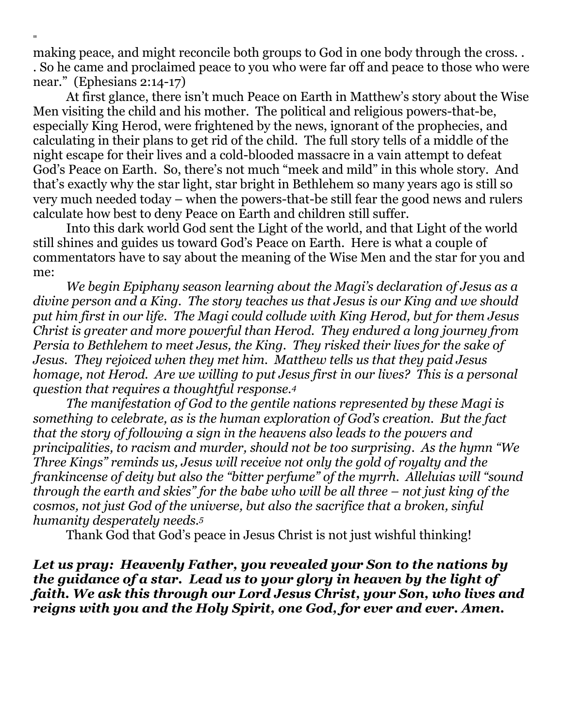"
making peace, and might reconcile both groups to God in one body through the cross. . . So he came and proclaimed peace to you who were far off and peace to those who were near." (Ephesians 2:14-17)

At first glance, there isn't much Peace on Earth in Matthew's story about the Wise Men visiting the child and his mother. The political and religious powers-that-be, especially King Herod, were frightened by the news, ignorant of the prophecies, and calculating in their plans to get rid of the child. The full story tells of a middle of the night escape for their lives and a cold-blooded massacre in a vain attempt to defeat God's Peace on Earth. So, there's not much "meek and mild" in this whole story. And that's exactly why the star light, star bright in Bethlehem so many years ago is still so very much needed today – when the powers-that-be still fear the good news and rulers calculate how best to deny Peace on Earth and children still suffer.

Into this dark world God sent the Light of the world, and that Light of the world still shines and guides us toward God's Peace on Earth. Here is what a couple of commentators have to say about the meaning of the Wise Men and the star for you and me:

*We begin Epiphany season learning about the Magi's declaration of Jesus as a divine person and a King. The story teaches us that Jesus is our King and we should put him first in our life. The Magi could collude with King Herod, but for them Jesus Christ is greater and more powerful than Herod. They endured a long journey from Persia to Bethlehem to meet Jesus, the King. They risked their lives for the sake of Jesus. They rejoiced when they met him. Matthew tells us that they paid Jesus homage, not Herod. Are we willing to put Jesus first in our lives? This is a personal question that requires a thoughtful response.*[4]

*The manifestation of God to the gentile nations represented by these Magi is something to celebrate, as is the human exploration of God's creation. But the fact that the story of following a sign in the heavens also leads to the powers and principalities, to racism and murder, should not be too surprising. As the hymn "We Three Kings" reminds us, Jesus will receive not only the gold of royalty and the frankincense of deity but also the "bitter perfume" of the myrrh. Alleluias will "sound through the earth and skies" for the babe who will be all three – not just king of the cosmos, not just God of the universe, but also the sacrifice that a broken, sinful humanity desperately needs.*[5]

Thank God that God's peace in Jesus Christ is not just wishful thinking!

***Let us pray: Heavenly Father, you revealed your Son to the nations by the guidance of a star. Lead us to your glory in heaven by the light of faith. We ask this through our Lord Jesus Christ, your Son, who lives and reigns with you and the Holy Spirit, one God, for ever and ever. Amen.***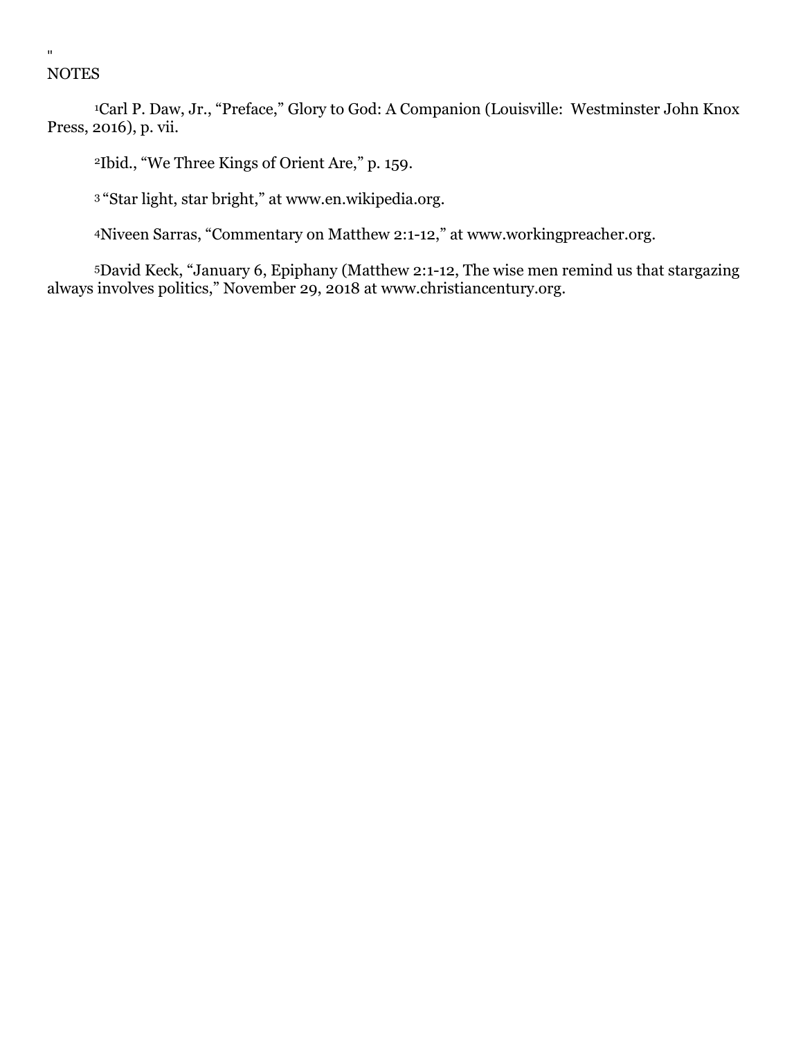"

NOTES

[1]Carl P. Daw, Jr., "Preface," Glory to God: A Companion (Louisville: Westminster John Knox Press, 2016), p. vii.

[2]Ibid., "We Three Kings of Orient Are," p. 159.

[3] "Star light, star bright," at www.en.wikipedia.org.

[4]Niveen Sarras, "Commentary on Matthew 2:1-12," at www.workingpreacher.org.

[5]David Keck, "January 6, Epiphany (Matthew 2:1-12, The wise men remind us that stargazing always involves politics," November 29, 2018 at www.christiancentury.org.